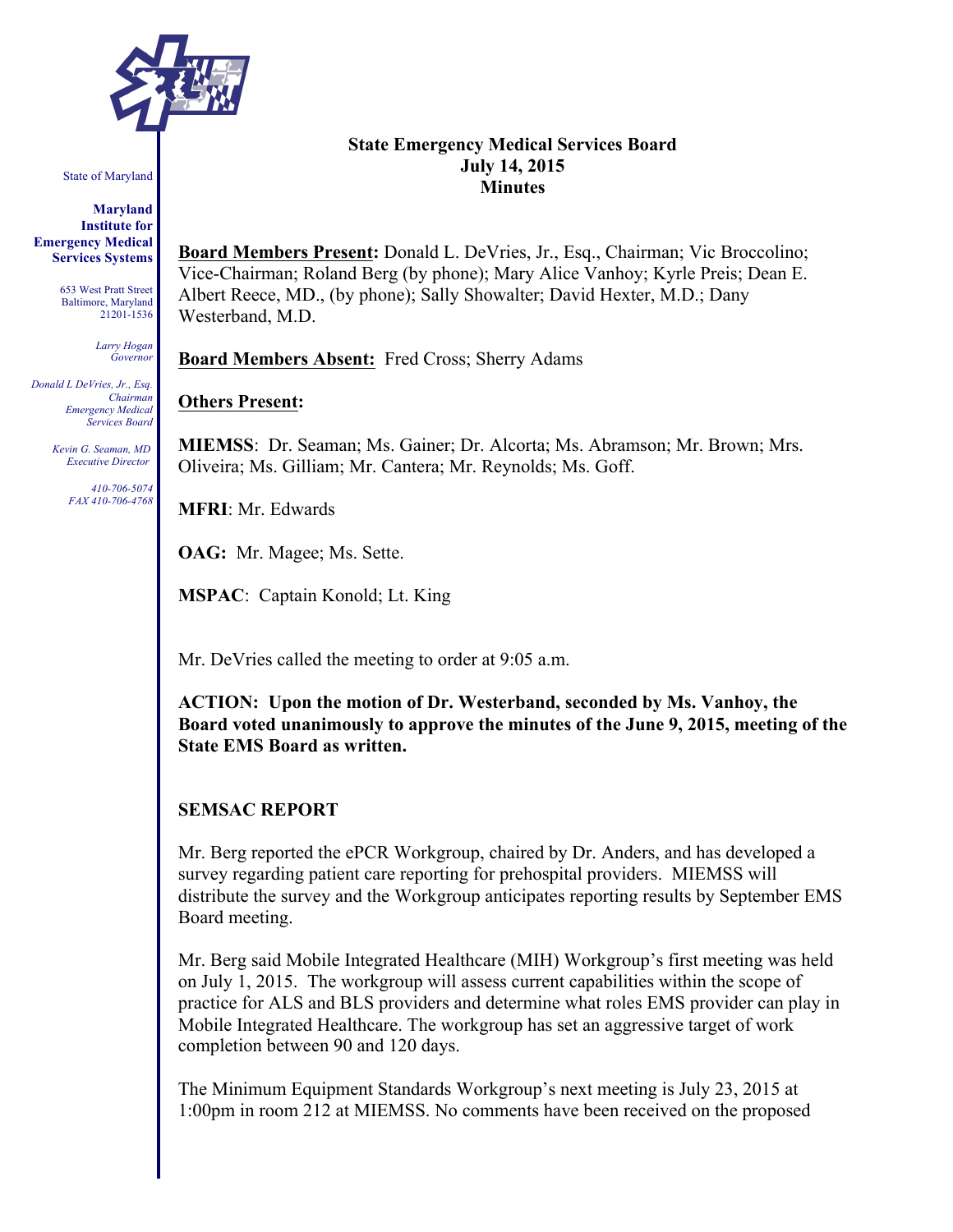State of Maryland

**Maryland Institute for Emergency Medical Services Systems**

653 West Pratt Street
Baltimore, Maryland
21201-1536

*Larry Hogan*
*Governor*

*Donald L DeVries, Jr., Esq.*
*Chairman*
*Emergency Medical Services Board*

*Kevin G. Seaman, MD*
*Executive Director*

*410-706-5074*
*FAX 410-706-4768*

# State Emergency Medical Services Board
## July 14, 2015
## Minutes

**Board Members Present:** Donald L. DeVries, Jr., Esq., Chairman; Vic Broccolino; Vice-Chairman; Roland Berg (by phone); Mary Alice Vanhoy; Kyrle Preis; Dean E. Albert Reece, MD., (by phone); Sally Showalter; David Hexter, M.D.; Dany Westerband, M.D.

**Board Members Absent:** Fred Cross; Sherry Adams

**Others Present:**

**MIEMSS**: Dr. Seaman; Ms. Gainer; Dr. Alcorta; Ms. Abramson; Mr. Brown; Mrs. Oliveira; Ms. Gilliam; Mr. Cantera; Mr. Reynolds; Ms. Goff.

**MFRI**: Mr. Edwards

**OAG:** Mr. Magee; Ms. Sette.

**MSPAC**: Captain Konold; Lt. King

Mr. DeVries called the meeting to order at 9:05 a.m.

**ACTION: Upon the motion of Dr. Westerband, seconded by Ms. Vanhoy, the Board voted unanimously to approve the minutes of the June 9, 2015, meeting of the State EMS Board as written.**

**SEMSAC REPORT**

Mr. Berg reported the ePCR Workgroup, chaired by Dr. Anders, and has developed a survey regarding patient care reporting for prehospital providers. MIEMSS will distribute the survey and the Workgroup anticipates reporting results by September EMS Board meeting.

Mr. Berg said Mobile Integrated Healthcare (MIH) Workgroup's first meeting was held on July 1, 2015. The workgroup will assess current capabilities within the scope of practice for ALS and BLS providers and determine what roles EMS provider can play in Mobile Integrated Healthcare. The workgroup has set an aggressive target of work completion between 90 and 120 days.

The Minimum Equipment Standards Workgroup's next meeting is July 23, 2015 at 1:00pm in room 212 at MIEMSS. No comments have been received on the proposed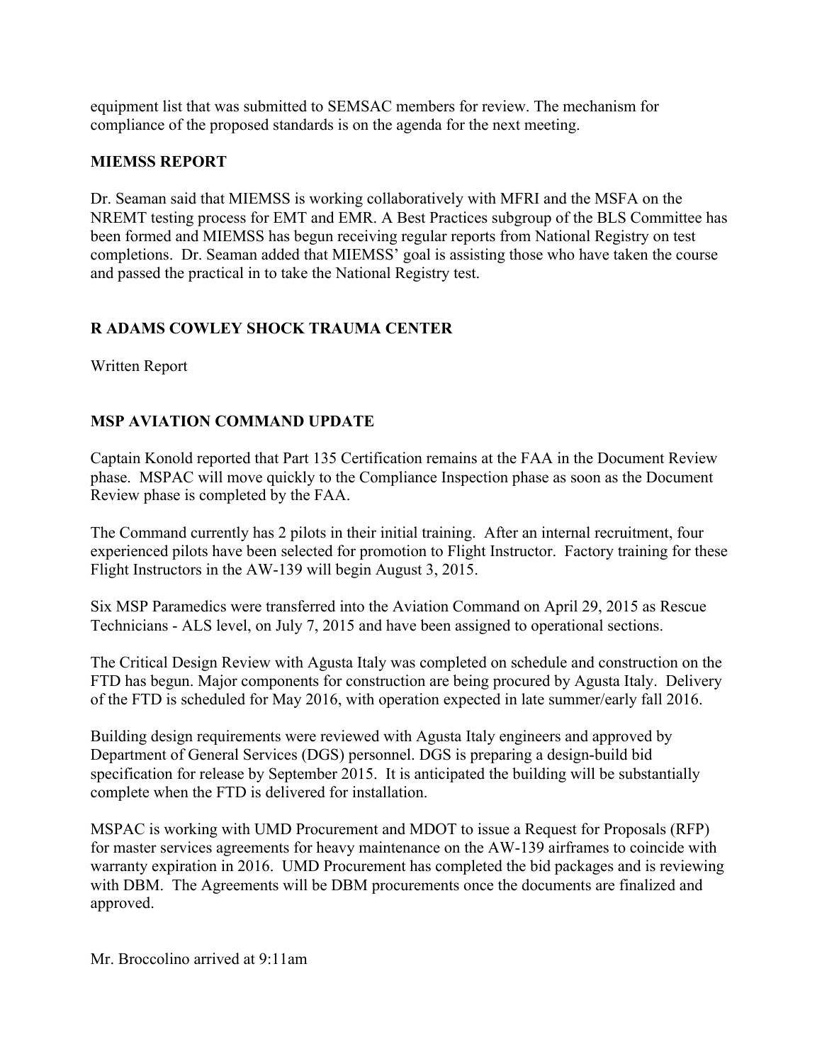equipment list that was submitted to SEMSAC members for review. The mechanism for compliance of the proposed standards is on the agenda for the next meeting.

**MIEMSS REPORT**

Dr. Seaman said that MIEMSS is working collaboratively with MFRI and the MSFA on the NREMT testing process for EMT and EMR. A Best Practices subgroup of the BLS Committee has been formed and MIEMSS has begun receiving regular reports from National Registry on test completions. Dr. Seaman added that MIEMSS' goal is assisting those who have taken the course and passed the practical in to take the National Registry test.

**R ADAMS COWLEY SHOCK TRAUMA CENTER**

Written Report

**MSP AVIATION COMMAND UPDATE**

Captain Konold reported that Part 135 Certification remains at the FAA in the Document Review phase. MSPAC will move quickly to the Compliance Inspection phase as soon as the Document Review phase is completed by the FAA.

The Command currently has 2 pilots in their initial training. After an internal recruitment, four experienced pilots have been selected for promotion to Flight Instructor. Factory training for these Flight Instructors in the AW-139 will begin August 3, 2015.

Six MSP Paramedics were transferred into the Aviation Command on April 29, 2015 as Rescue Technicians - ALS level, on July 7, 2015 and have been assigned to operational sections.

The Critical Design Review with Agusta Italy was completed on schedule and construction on the FTD has begun. Major components for construction are being procured by Agusta Italy. Delivery of the FTD is scheduled for May 2016, with operation expected in late summer/early fall 2016.

Building design requirements were reviewed with Agusta Italy engineers and approved by Department of General Services (DGS) personnel. DGS is preparing a design-build bid specification for release by September 2015. It is anticipated the building will be substantially complete when the FTD is delivered for installation.

MSPAC is working with UMD Procurement and MDOT to issue a Request for Proposals (RFP) for master services agreements for heavy maintenance on the AW-139 airframes to coincide with warranty expiration in 2016. UMD Procurement has completed the bid packages and is reviewing with DBM. The Agreements will be DBM procurements once the documents are finalized and approved.

Mr. Broccolino arrived at 9:11am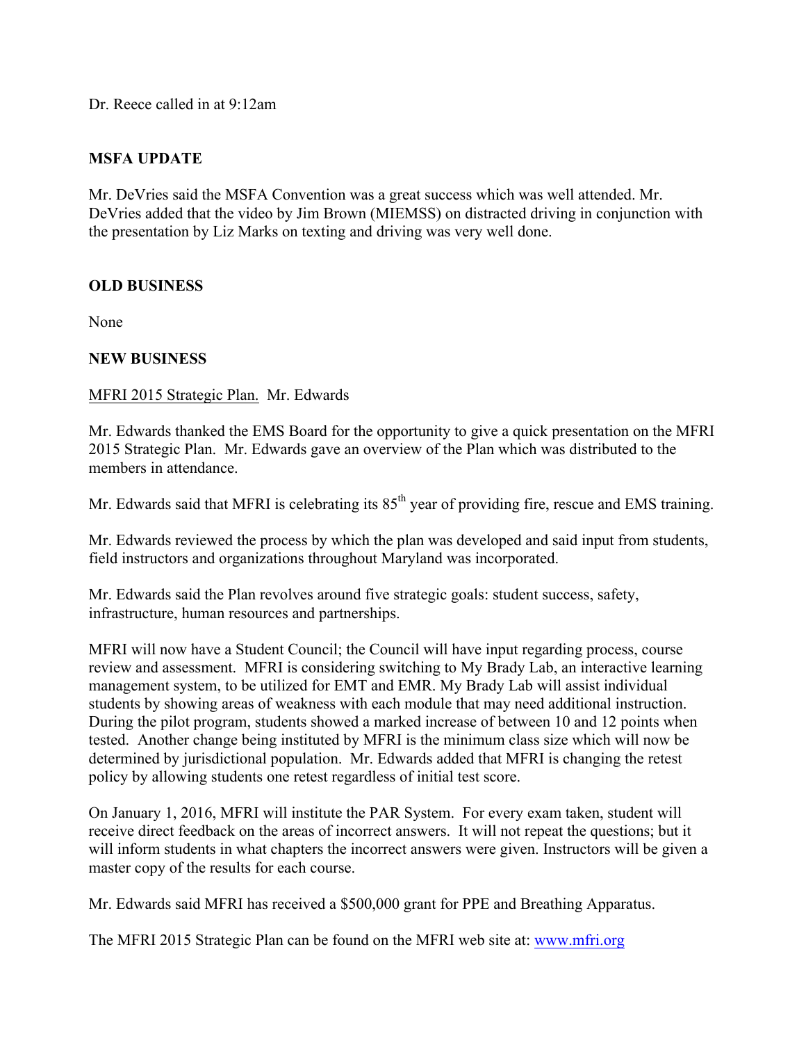Dr. Reece called in at 9:12am

**MSFA UPDATE**

Mr. DeVries said the MSFA Convention was a great success which was well attended. Mr. DeVries added that the video by Jim Brown (MIEMSS) on distracted driving in conjunction with the presentation by Liz Marks on texting and driving was very well done.

**OLD BUSINESS**

None

**NEW BUSINESS**

MFRI 2015 Strategic Plan. Mr. Edwards

Mr. Edwards thanked the EMS Board for the opportunity to give a quick presentation on the MFRI 2015 Strategic Plan. Mr. Edwards gave an overview of the Plan which was distributed to the members in attendance.

Mr. Edwards said that MFRI is celebrating its 85th year of providing fire, rescue and EMS training.

Mr. Edwards reviewed the process by which the plan was developed and said input from students, field instructors and organizations throughout Maryland was incorporated.

Mr. Edwards said the Plan revolves around five strategic goals: student success, safety, infrastructure, human resources and partnerships.

MFRI will now have a Student Council; the Council will have input regarding process, course review and assessment. MFRI is considering switching to My Brady Lab, an interactive learning management system, to be utilized for EMT and EMR. My Brady Lab will assist individual students by showing areas of weakness with each module that may need additional instruction. During the pilot program, students showed a marked increase of between 10 and 12 points when tested. Another change being instituted by MFRI is the minimum class size which will now be determined by jurisdictional population. Mr. Edwards added that MFRI is changing the retest policy by allowing students one retest regardless of initial test score.

On January 1, 2016, MFRI will institute the PAR System. For every exam taken, student will receive direct feedback on the areas of incorrect answers. It will not repeat the questions; but it will inform students in what chapters the incorrect answers were given. Instructors will be given a master copy of the results for each course.

Mr. Edwards said MFRI has received a $500,000 grant for PPE and Breathing Apparatus.

The MFRI 2015 Strategic Plan can be found on the MFRI web site at: [www.mfri.org](http://www.mfri.org)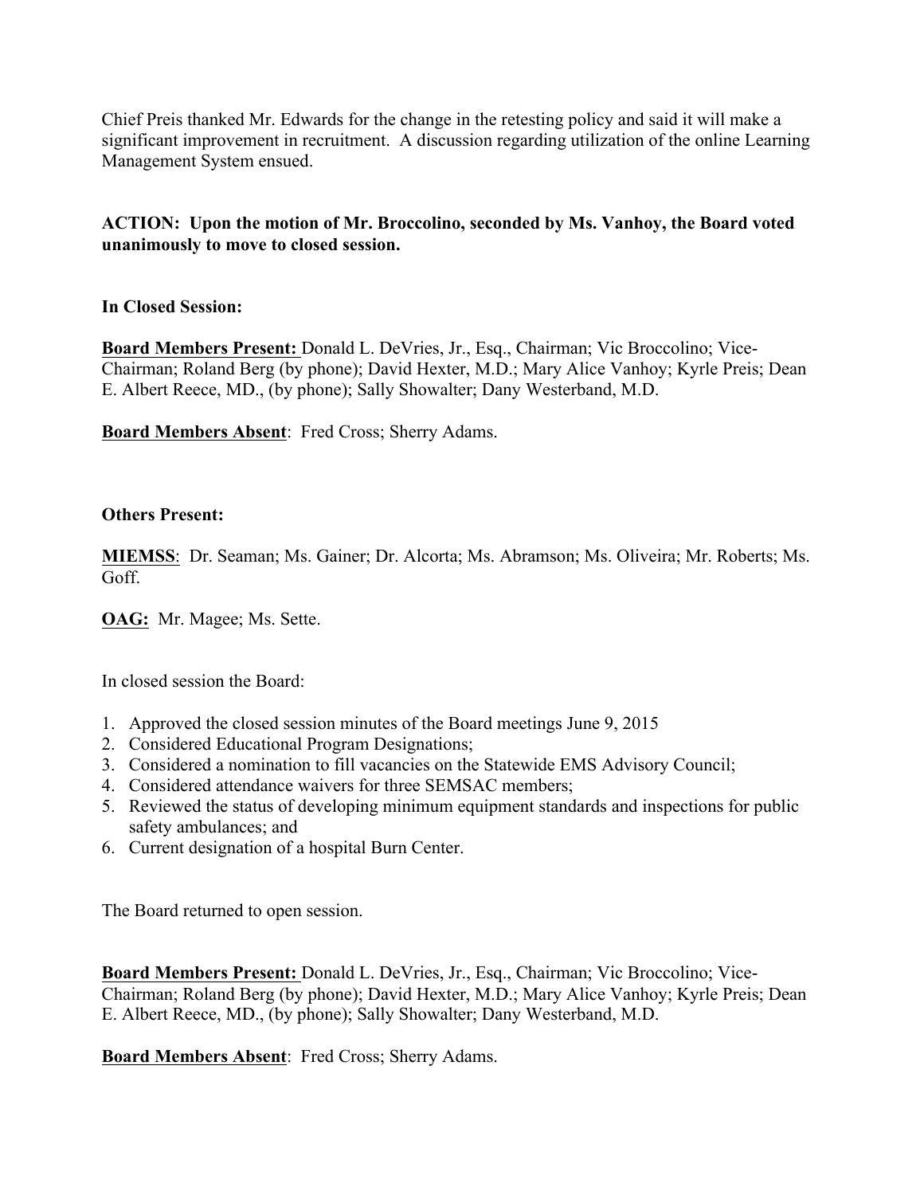Chief Preis thanked Mr. Edwards for the change in the retesting policy and said it will make a significant improvement in recruitment. A discussion regarding utilization of the online Learning Management System ensued.

**ACTION: Upon the motion of Mr. Broccolino, seconded by Ms. Vanhoy, the Board voted unanimously to move to closed session.**

**In Closed Session:**

**Board Members Present:** Donald L. DeVries, Jr., Esq., Chairman; Vic Broccolino; Vice-Chairman; Roland Berg (by phone); David Hexter, M.D.; Mary Alice Vanhoy; Kyrle Preis; Dean E. Albert Reece, MD., (by phone); Sally Showalter; Dany Westerband, M.D.

**Board Members Absent**: Fred Cross; Sherry Adams.

**Others Present:**

**MIEMSS**: Dr. Seaman; Ms. Gainer; Dr. Alcorta; Ms. Abramson; Ms. Oliveira; Mr. Roberts; Ms. Goff.

**OAG:** Mr. Magee; Ms. Sette.

In closed session the Board:

1. Approved the closed session minutes of the Board meetings June 9, 2015
2. Considered Educational Program Designations;
3. Considered a nomination to fill vacancies on the Statewide EMS Advisory Council;
4. Considered attendance waivers for three SEMSAC members;
5. Reviewed the status of developing minimum equipment standards and inspections for public safety ambulances; and
6. Current designation of a hospital Burn Center.

The Board returned to open session.

**Board Members Present:** Donald L. DeVries, Jr., Esq., Chairman; Vic Broccolino; Vice-Chairman; Roland Berg (by phone); David Hexter, M.D.; Mary Alice Vanhoy; Kyrle Preis; Dean E. Albert Reece, MD., (by phone); Sally Showalter; Dany Westerband, M.D.

**Board Members Absent**: Fred Cross; Sherry Adams.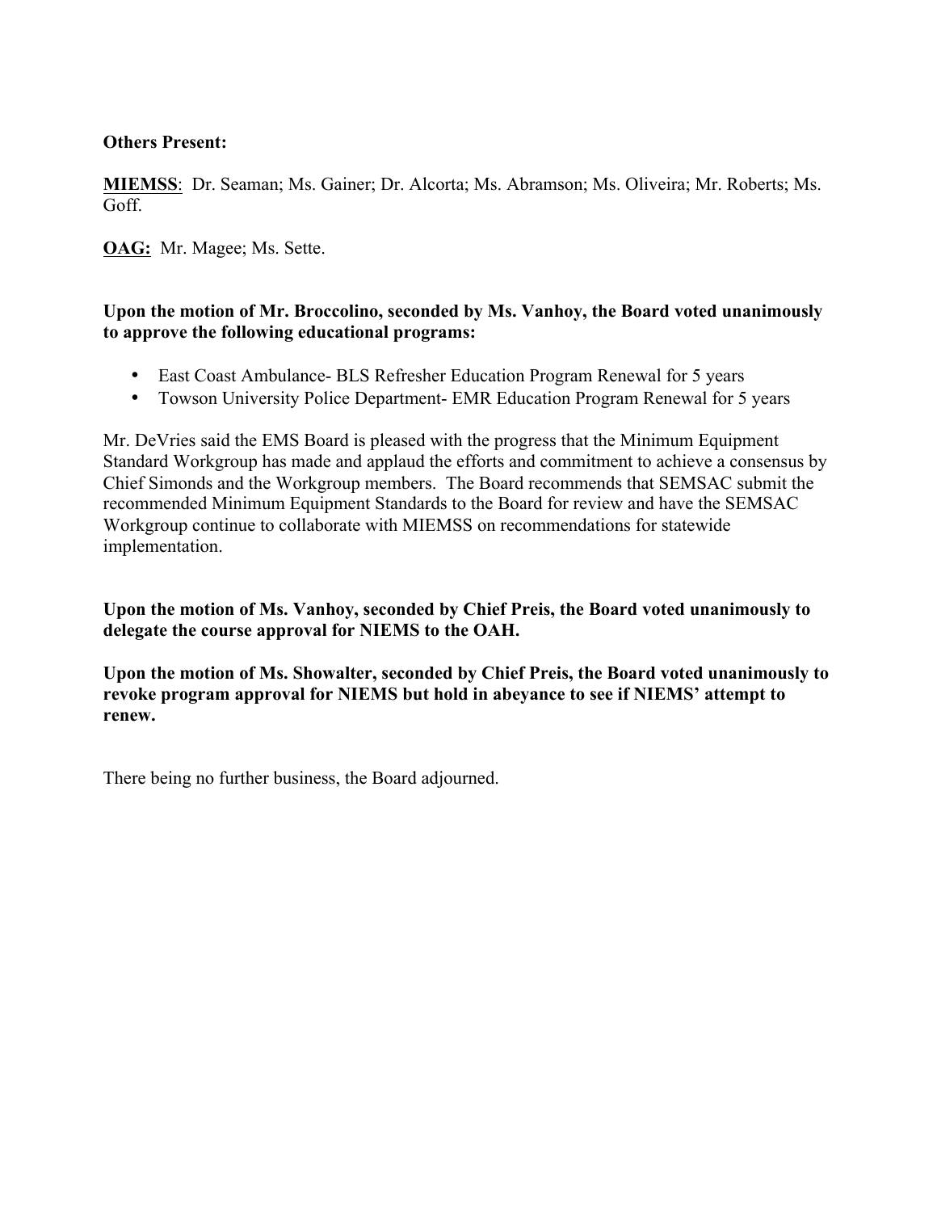**Others Present:**

**MIEMSS**: Dr. Seaman; Ms. Gainer; Dr. Alcorta; Ms. Abramson; Ms. Oliveira; Mr. Roberts; Ms. Goff.

**OAG:** Mr. Magee; Ms. Sette.

**Upon the motion of Mr. Broccolino, seconded by Ms. Vanhoy, the Board voted unanimously to approve the following educational programs:**

- East Coast Ambulance- BLS Refresher Education Program Renewal for 5 years
- Towson University Police Department- EMR Education Program Renewal for 5 years

Mr. DeVries said the EMS Board is pleased with the progress that the Minimum Equipment Standard Workgroup has made and applaud the efforts and commitment to achieve a consensus by Chief Simonds and the Workgroup members. The Board recommends that SEMSAC submit the recommended Minimum Equipment Standards to the Board for review and have the SEMSAC Workgroup continue to collaborate with MIEMSS on recommendations for statewide implementation.

**Upon the motion of Ms. Vanhoy, seconded by Chief Preis, the Board voted unanimously to delegate the course approval for NIEMS to the OAH.**

**Upon the motion of Ms. Showalter, seconded by Chief Preis, the Board voted unanimously to revoke program approval for NIEMS but hold in abeyance to see if NIEMS' attempt to renew.**

There being no further business, the Board adjourned.